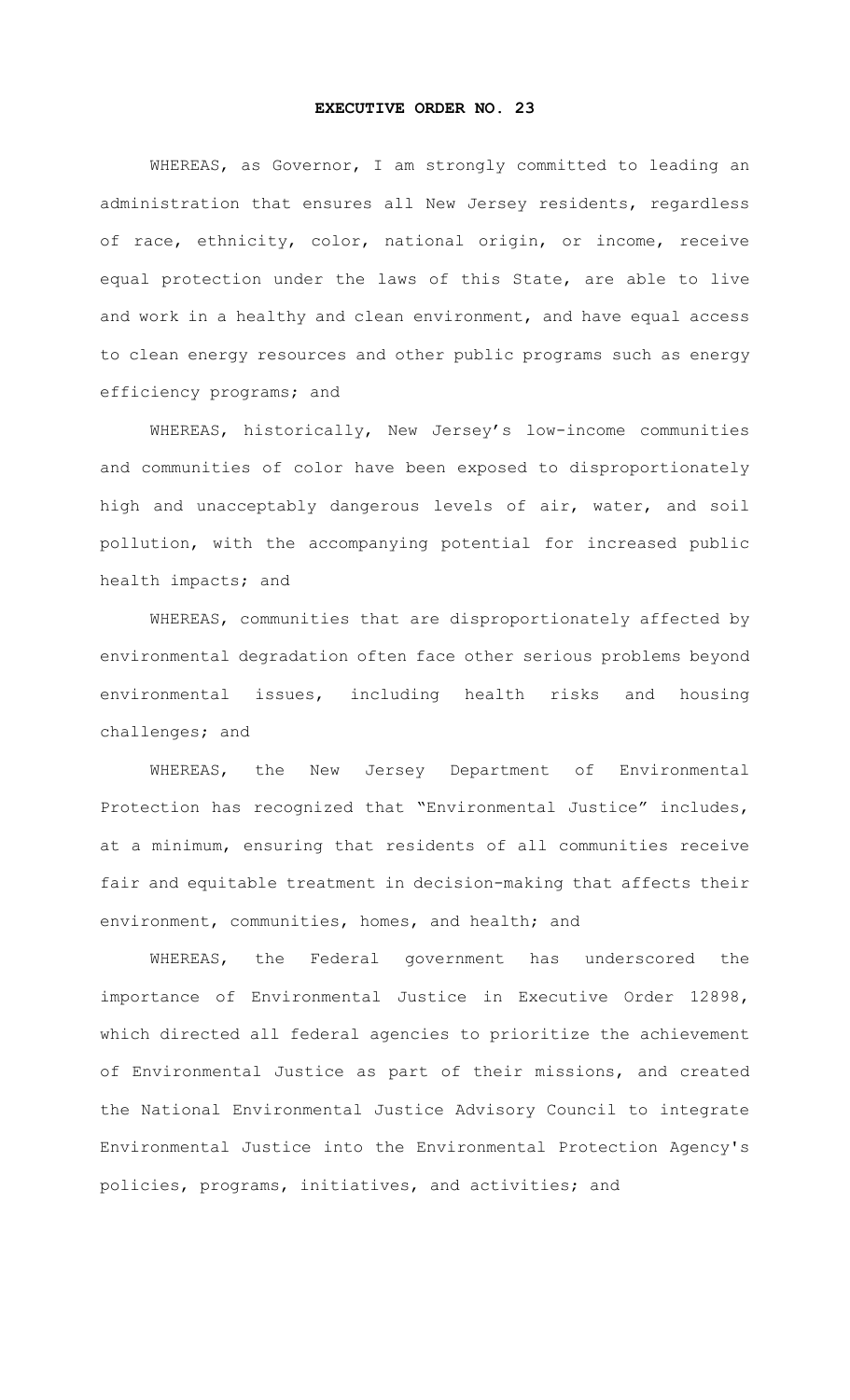# EXECUTIVE ORDER NO. 23

WHEREAS, as Governor, I am strongly committed to leading an administration that ensures all New Jersey residents, regardless of race, ethnicity, color, national origin, or income, receive equal protection under the laws of this State, are able to live and work in a healthy and clean environment, and have equal access to clean energy resources and other public programs such as energy efficiency programs; and

WHEREAS, historically, New Jersey's low-income communities and communities of color have been exposed to disproportionately high and unacceptably dangerous levels of air, water, and soil pollution, with the accompanying potential for increased public health impacts; and

WHEREAS, communities that are disproportionately affected by environmental degradation often face other serious problems beyond environmental issues, including health risks and housing challenges; and

WHEREAS, the New Jersey Department of Environmental Protection has recognized that "Environmental Justice" includes, at a minimum, ensuring that residents of all communities receive fair and equitable treatment in decision-making that affects their environment, communities, homes, and health; and

WHEREAS, the Federal government has underscored the importance of Environmental Justice in Executive Order 12898, which directed all federal agencies to prioritize the achievement of Environmental Justice as part of their missions, and created the National Environmental Justice Advisory Council to integrate Environmental Justice into the Environmental Protection Agency's policies, programs, initiatives, and activities; and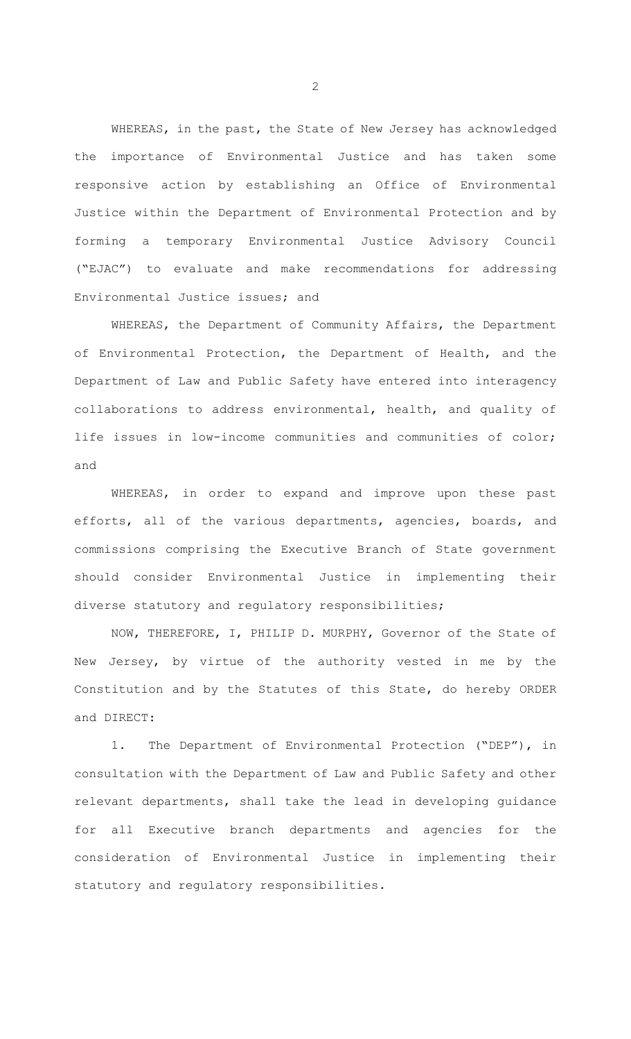WHEREAS, in the past, the State of New Jersey has acknowledged the importance of Environmental Justice and has taken some responsive action by establishing an Office of Environmental Justice within the Department of Environmental Protection and by forming a temporary Environmental Justice Advisory Council ("EJAC") to evaluate and make recommendations for addressing Environmental Justice issues; and

WHEREAS, the Department of Community Affairs, the Department of Environmental Protection, the Department of Health, and the Department of Law and Public Safety have entered into interagency collaborations to address environmental, health, and quality of life issues in low-income communities and communities of color; and

WHEREAS, in order to expand and improve upon these past efforts, all of the various departments, agencies, boards, and commissions comprising the Executive Branch of State government should consider Environmental Justice in implementing their diverse statutory and regulatory responsibilities;

NOW, THEREFORE, I, PHILIP D. MURPHY, Governor of the State of New Jersey, by virtue of the authority vested in me by the Constitution and by the Statutes of this State, do hereby ORDER and DIRECT:

1. The Department of Environmental Protection ("DEP"), in consultation with the Department of Law and Public Safety and other relevant departments, shall take the lead in developing guidance for all Executive branch departments and agencies for the consideration of Environmental Justice in implementing their statutory and regulatory responsibilities.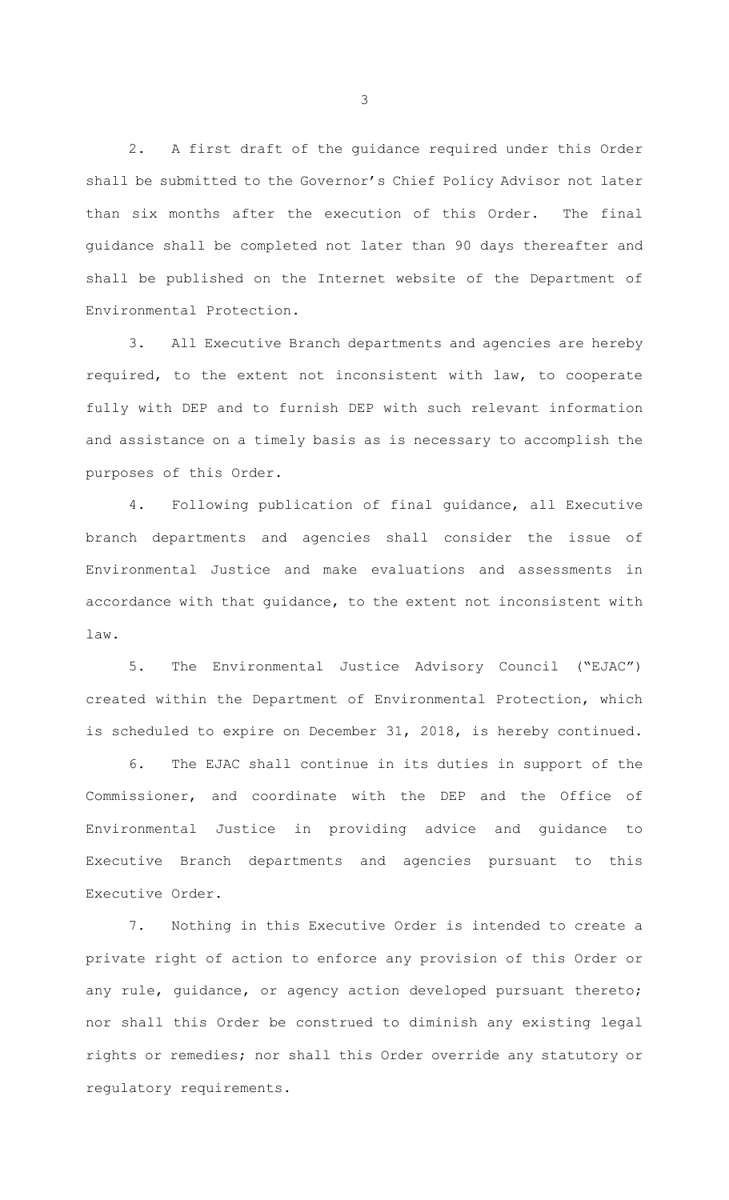2. A first draft of the guidance required under this Order shall be submitted to the Governor's Chief Policy Advisor not later than six months after the execution of this Order. The final guidance shall be completed not later than 90 days thereafter and shall be published on the Internet website of the Department of Environmental Protection.

3. All Executive Branch departments and agencies are hereby required, to the extent not inconsistent with law, to cooperate fully with DEP and to furnish DEP with such relevant information and assistance on a timely basis as is necessary to accomplish the purposes of this Order.

4. Following publication of final guidance, all Executive branch departments and agencies shall consider the issue of Environmental Justice and make evaluations and assessments in accordance with that guidance, to the extent not inconsistent with law.

5. The Environmental Justice Advisory Council ("EJAC") created within the Department of Environmental Protection, which is scheduled to expire on December 31, 2018, is hereby continued.

6. The EJAC shall continue in its duties in support of the Commissioner, and coordinate with the DEP and the Office of Environmental Justice in providing advice and guidance to Executive Branch departments and agencies pursuant to this Executive Order.

7. Nothing in this Executive Order is intended to create a private right of action to enforce any provision of this Order or any rule, guidance, or agency action developed pursuant thereto; nor shall this Order be construed to diminish any existing legal rights or remedies; nor shall this Order override any statutory or regulatory requirements.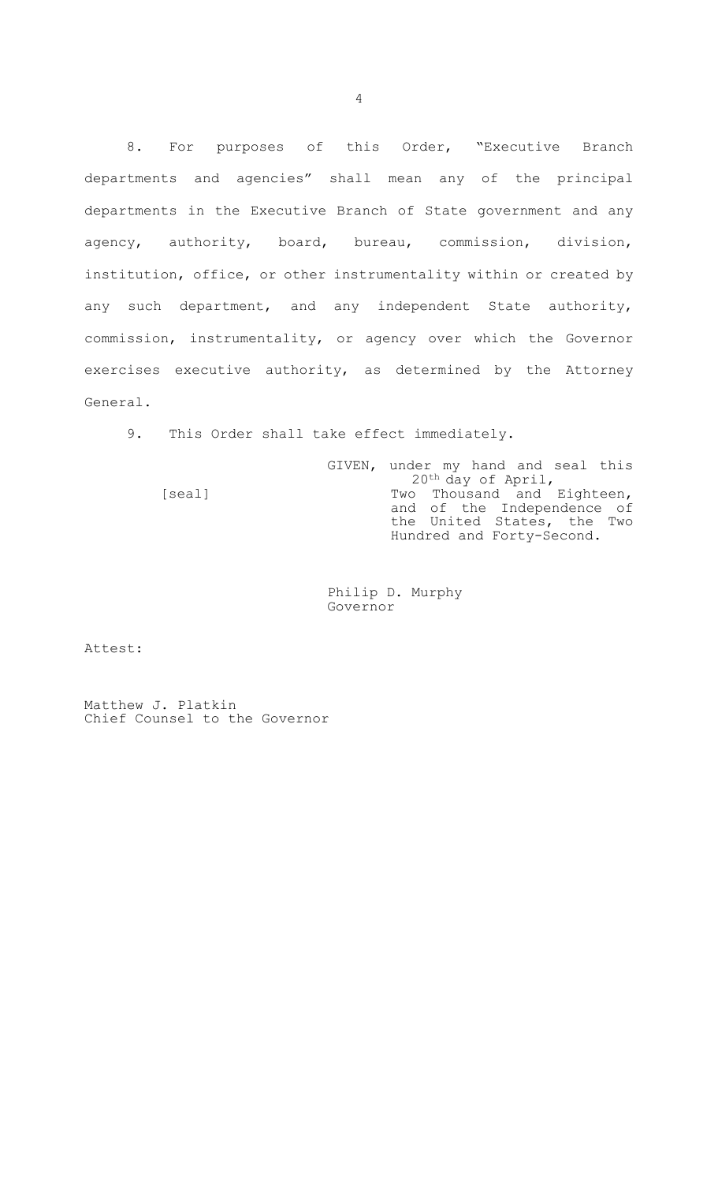8. For purposes of this Order, "Executive Branch departments and agencies" shall mean any of the principal departments in the Executive Branch of State government and any agency, authority, board, bureau, commission, division, institution, office, or other instrumentality within or created by any such department, and any independent State authority, commission, instrumentality, or agency over which the Governor exercises executive authority, as determined by the Attorney General.

9. This Order shall take effect immediately.

[seal]

GIVEN, under my hand and seal this 20th day of April, Two Thousand and Eighteen, and of the Independence of the United States, the Two Hundred and Forty-Second.

Philip D. Murphy
Governor

Attest:

Matthew J. Platkin
Chief Counsel to the Governor